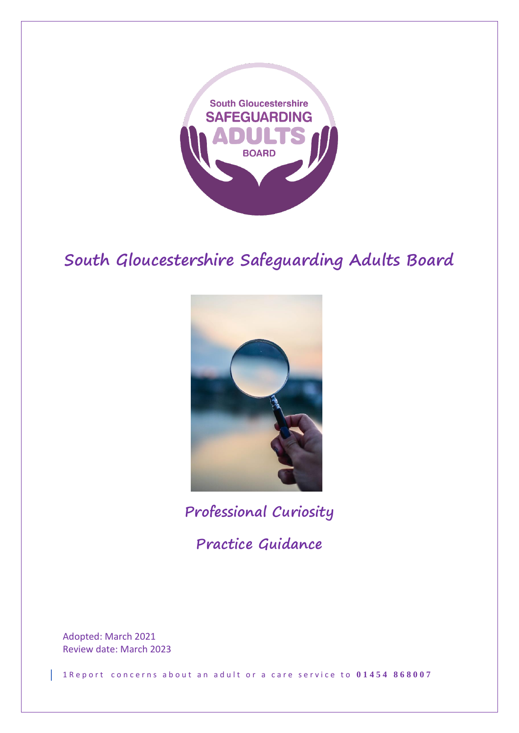# South Gloucestershire Safeguarding Adults Board

## Professional Curiosity

## Practice Guidance

Adopted: March 2021
Review date: March 2023

Report concerns about an adult or a care service to **01454 868007**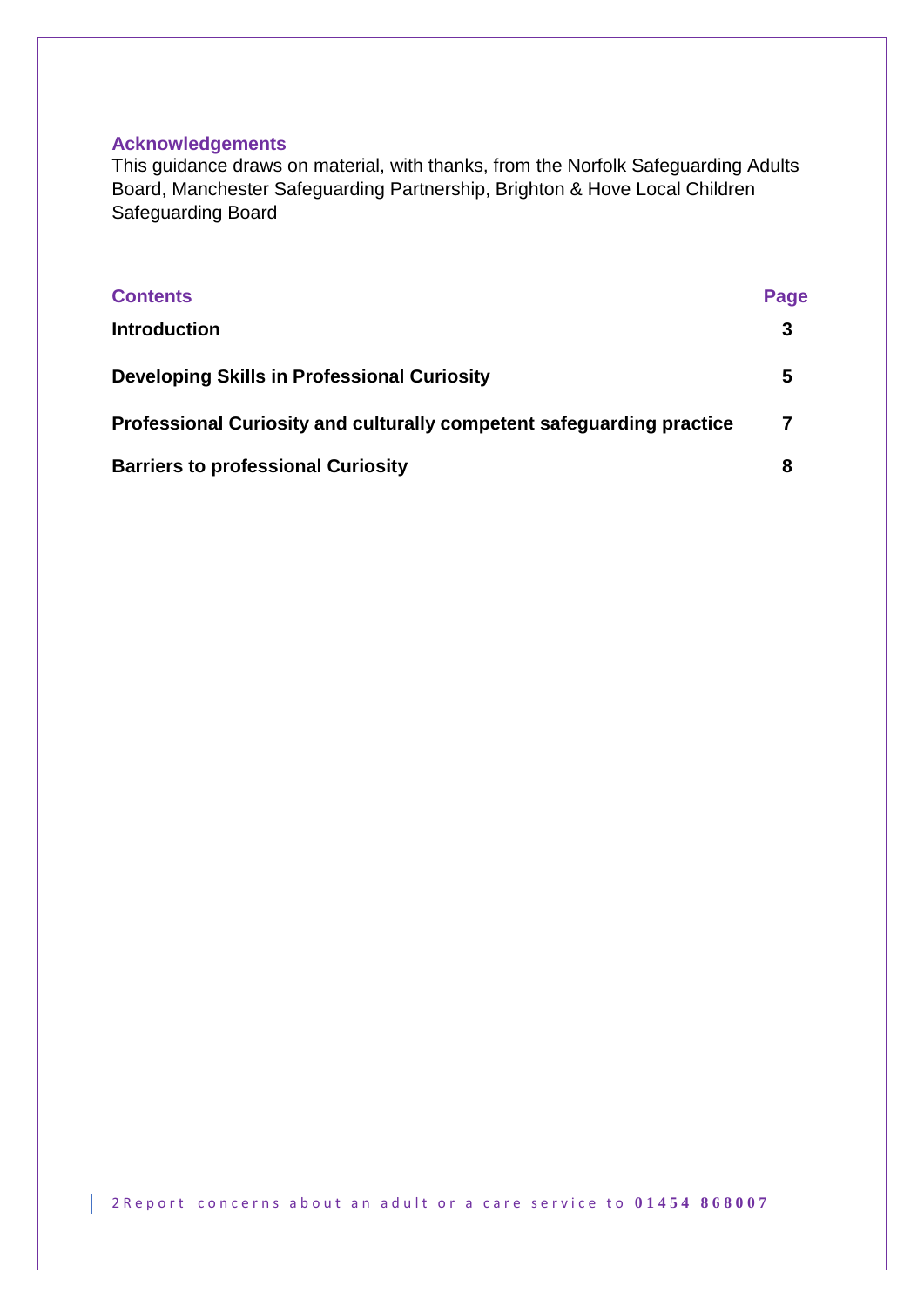## Acknowledgements

This guidance draws on material, with thanks, from the Norfolk Safeguarding Adults Board, Manchester Safeguarding Partnership, Brighton & Hove Local Children Safeguarding Board

| Contents | Page |
|---|---|
| **Introduction** | **3** |
| **Developing Skills in Professional Curiosity** | **5** |
| **Professional Curiosity and culturally competent safeguarding practice** | **7** |
| **Barriers to professional Curiosity** | **8** |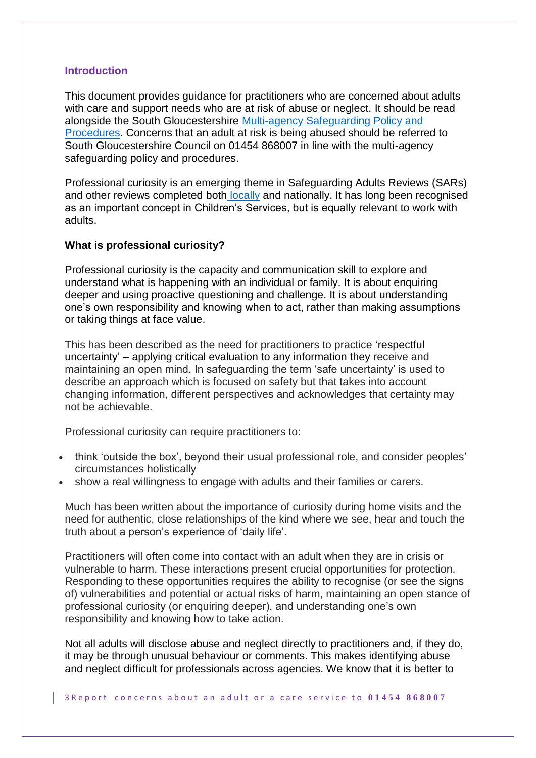## Introduction

This document provides guidance for practitioners who are concerned about adults with care and support needs who are at risk of abuse or neglect. It should be read alongside the South Gloucestershire Multi-agency Safeguarding Policy and Procedures. Concerns that an adult at risk is being abused should be referred to South Gloucestershire Council on 01454 868007 in line with the multi-agency safeguarding policy and procedures.

Professional curiosity is an emerging theme in Safeguarding Adults Reviews (SARs) and other reviews completed both locally and nationally. It has long been recognised as an important concept in Children's Services, but is equally relevant to work with adults.

### What is professional curiosity?

Professional curiosity is the capacity and communication skill to explore and understand what is happening with an individual or family. It is about enquiring deeper and using proactive questioning and challenge. It is about understanding one's own responsibility and knowing when to act, rather than making assumptions or taking things at face value.

This has been described as the need for practitioners to practice 'respectful uncertainty' – applying critical evaluation to any information they receive and maintaining an open mind. In safeguarding the term 'safe uncertainty' is used to describe an approach which is focused on safety but that takes into account changing information, different perspectives and acknowledges that certainty may not be achievable.

Professional curiosity can require practitioners to:

- think 'outside the box', beyond their usual professional role, and consider peoples' circumstances holistically
- show a real willingness to engage with adults and their families or carers.

Much has been written about the importance of curiosity during home visits and the need for authentic, close relationships of the kind where we see, hear and touch the truth about a person's experience of 'daily life'.

Practitioners will often come into contact with an adult when they are in crisis or vulnerable to harm. These interactions present crucial opportunities for protection. Responding to these opportunities requires the ability to recognise (or see the signs of) vulnerabilities and potential or actual risks of harm, maintaining an open stance of professional curiosity (or enquiring deeper), and understanding one's own responsibility and knowing how to take action.

Not all adults will disclose abuse and neglect directly to practitioners and, if they do, it may be through unusual behaviour or comments. This makes identifying abuse and neglect difficult for professionals across agencies. We know that it is better to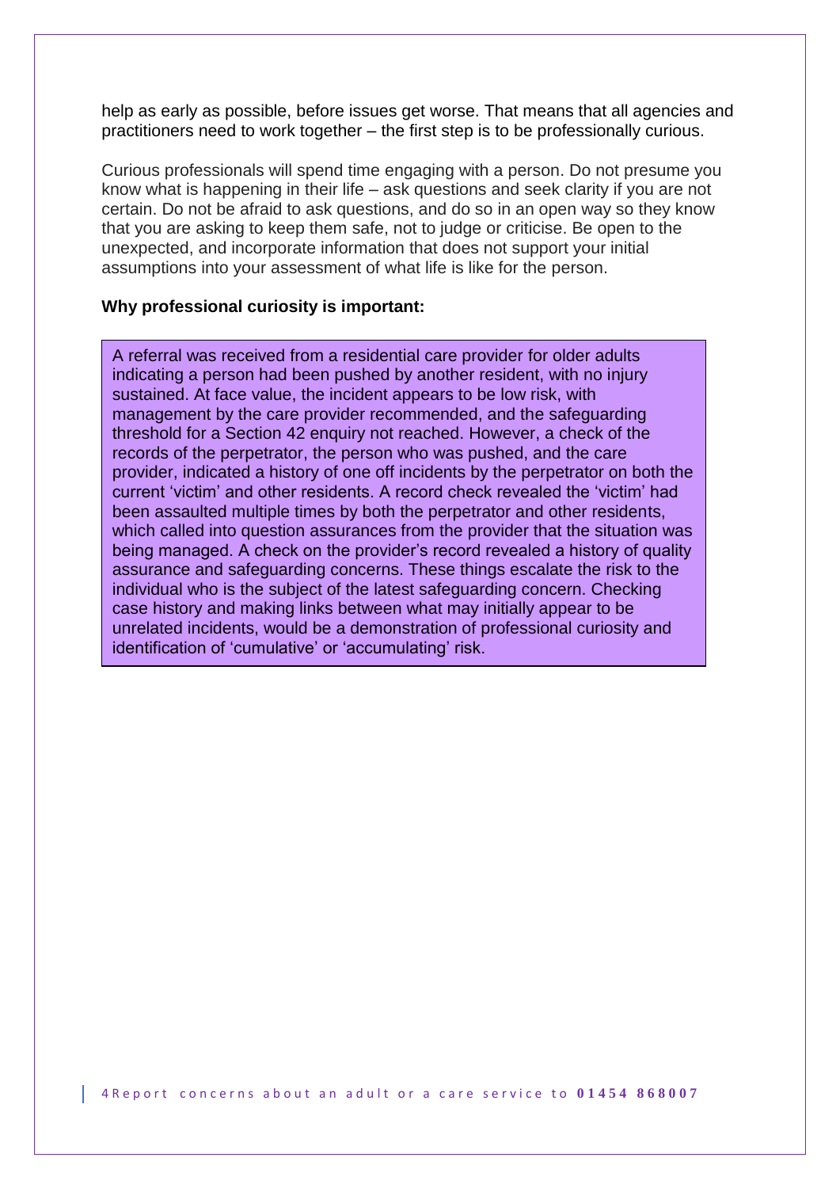help as early as possible, before issues get worse. That means that all agencies and practitioners need to work together – the first step is to be professionally curious.

Curious professionals will spend time engaging with a person. Do not presume you know what is happening in their life – ask questions and seek clarity if you are not certain. Do not be afraid to ask questions, and do so in an open way so they know that you are asking to keep them safe, not to judge or criticise. Be open to the unexpected, and incorporate information that does not support your initial assumptions into your assessment of what life is like for the person.

**Why professional curiosity is important:**

> A referral was received from a residential care provider for older adults indicating a person had been pushed by another resident, with no injury sustained. At face value, the incident appears to be low risk, with management by the care provider recommended, and the safeguarding threshold for a Section 42 enquiry not reached. However, a check of the records of the perpetrator, the person who was pushed, and the care provider, indicated a history of one off incidents by the perpetrator on both the current 'victim' and other residents. A record check revealed the 'victim' had been assaulted multiple times by both the perpetrator and other residents, which called into question assurances from the provider that the situation was being managed. A check on the provider's record revealed a history of quality assurance and safeguarding concerns. These things escalate the risk to the individual who is the subject of the latest safeguarding concern. Checking case history and making links between what may initially appear to be unrelated incidents, would be a demonstration of professional curiosity and identification of 'cumulative' or 'accumulating' risk.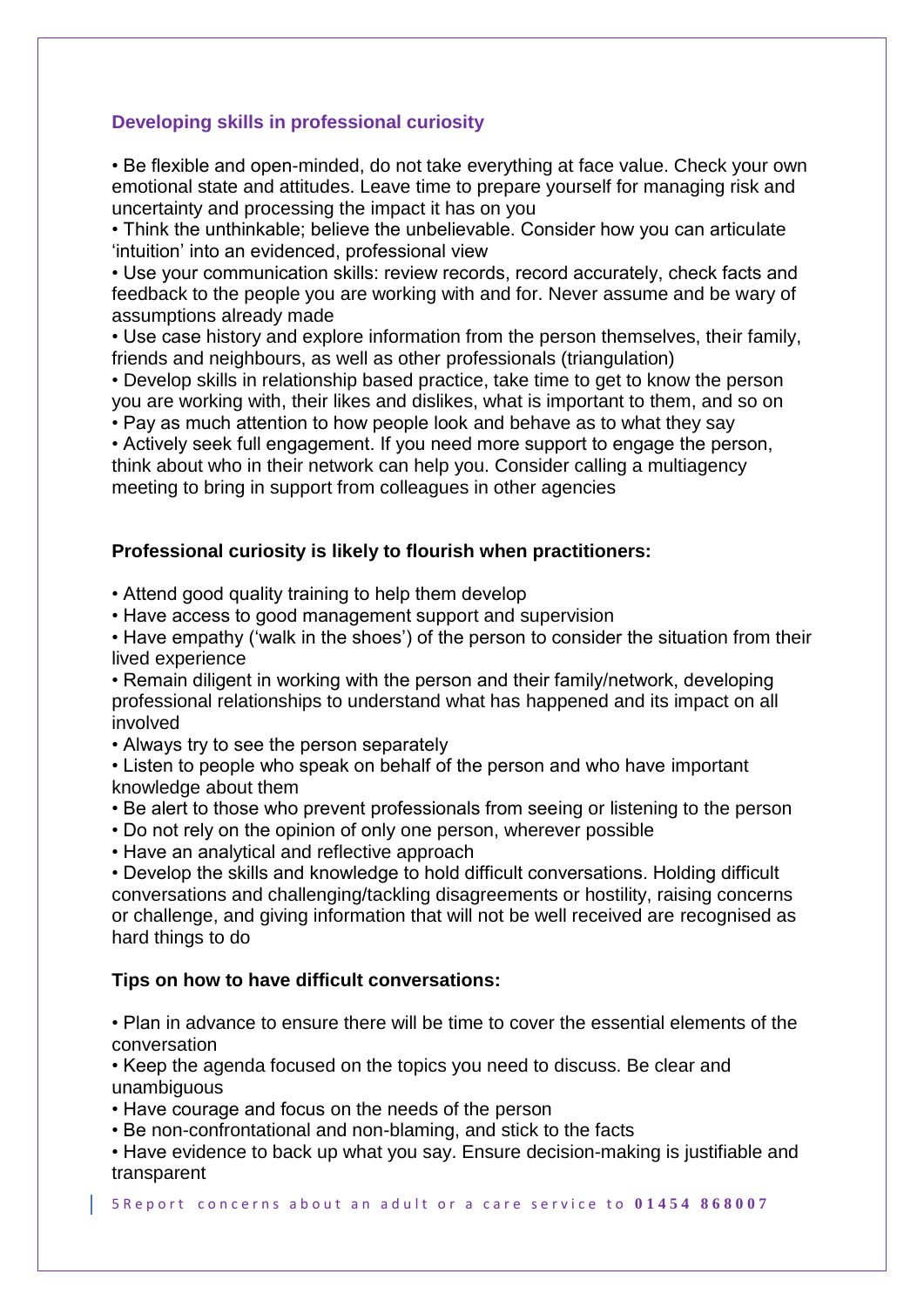## Developing skills in professional curiosity

- Be flexible and open-minded, do not take everything at face value. Check your own emotional state and attitudes. Leave time to prepare yourself for managing risk and uncertainty and processing the impact it has on you
- Think the unthinkable; believe the unbelievable. Consider how you can articulate 'intuition' into an evidenced, professional view
- Use your communication skills: review records, record accurately, check facts and feedback to the people you are working with and for. Never assume and be wary of assumptions already made
- Use case history and explore information from the person themselves, their family, friends and neighbours, as well as other professionals (triangulation)
- Develop skills in relationship based practice, take time to get to know the person you are working with, their likes and dislikes, what is important to them, and so on
- Pay as much attention to how people look and behave as to what they say
- Actively seek full engagement. If you need more support to engage the person, think about who in their network can help you. Consider calling a multiagency meeting to bring in support from colleagues in other agencies

### Professional curiosity is likely to flourish when practitioners:

- Attend good quality training to help them develop
- Have access to good management support and supervision
- Have empathy ('walk in the shoes') of the person to consider the situation from their lived experience
- Remain diligent in working with the person and their family/network, developing professional relationships to understand what has happened and its impact on all involved
- Always try to see the person separately
- Listen to people who speak on behalf of the person and who have important knowledge about them
- Be alert to those who prevent professionals from seeing or listening to the person
- Do not rely on the opinion of only one person, wherever possible
- Have an analytical and reflective approach
- Develop the skills and knowledge to hold difficult conversations. Holding difficult conversations and challenging/tackling disagreements or hostility, raising concerns or challenge, and giving information that will not be well received are recognised as hard things to do

### Tips on how to have difficult conversations:

- Plan in advance to ensure there will be time to cover the essential elements of the conversation
- Keep the agenda focused on the topics you need to discuss. Be clear and unambiguous
- Have courage and focus on the needs of the person
- Be non-confrontational and non-blaming, and stick to the facts
- Have evidence to back up what you say. Ensure decision-making is justifiable and transparent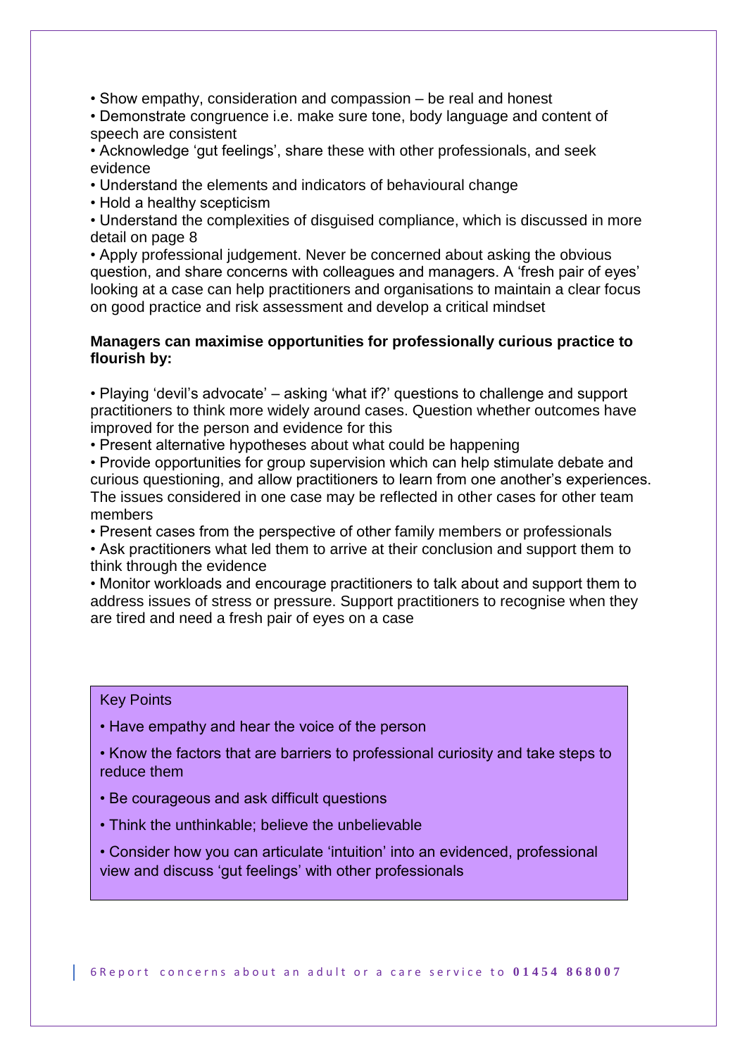- Show empathy, consideration and compassion – be real and honest
- Demonstrate congruence i.e. make sure tone, body language and content of speech are consistent
- Acknowledge 'gut feelings', share these with other professionals, and seek evidence
- Understand the elements and indicators of behavioural change
- Hold a healthy scepticism
- Understand the complexities of disguised compliance, which is discussed in more detail on page 8
- Apply professional judgement. Never be concerned about asking the obvious question, and share concerns with colleagues and managers. A 'fresh pair of eyes' looking at a case can help practitioners and organisations to maintain a clear focus on good practice and risk assessment and develop a critical mindset

**Managers can maximise opportunities for professionally curious practice to flourish by:**

- Playing 'devil's advocate' – asking 'what if?' questions to challenge and support practitioners to think more widely around cases. Question whether outcomes have improved for the person and evidence for this
- Present alternative hypotheses about what could be happening
- Provide opportunities for group supervision which can help stimulate debate and curious questioning, and allow practitioners to learn from one another's experiences. The issues considered in one case may be reflected in other cases for other team members
- Present cases from the perspective of other family members or professionals
- Ask practitioners what led them to arrive at their conclusion and support them to think through the evidence
- Monitor workloads and encourage practitioners to talk about and support them to address issues of stress or pressure. Support practitioners to recognise when they are tired and need a fresh pair of eyes on a case

Key Points

- Have empathy and hear the voice of the person
- Know the factors that are barriers to professional curiosity and take steps to reduce them
- Be courageous and ask difficult questions
- Think the unthinkable; believe the unbelievable
- Consider how you can articulate 'intuition' into an evidenced, professional view and discuss 'gut feelings' with other professionals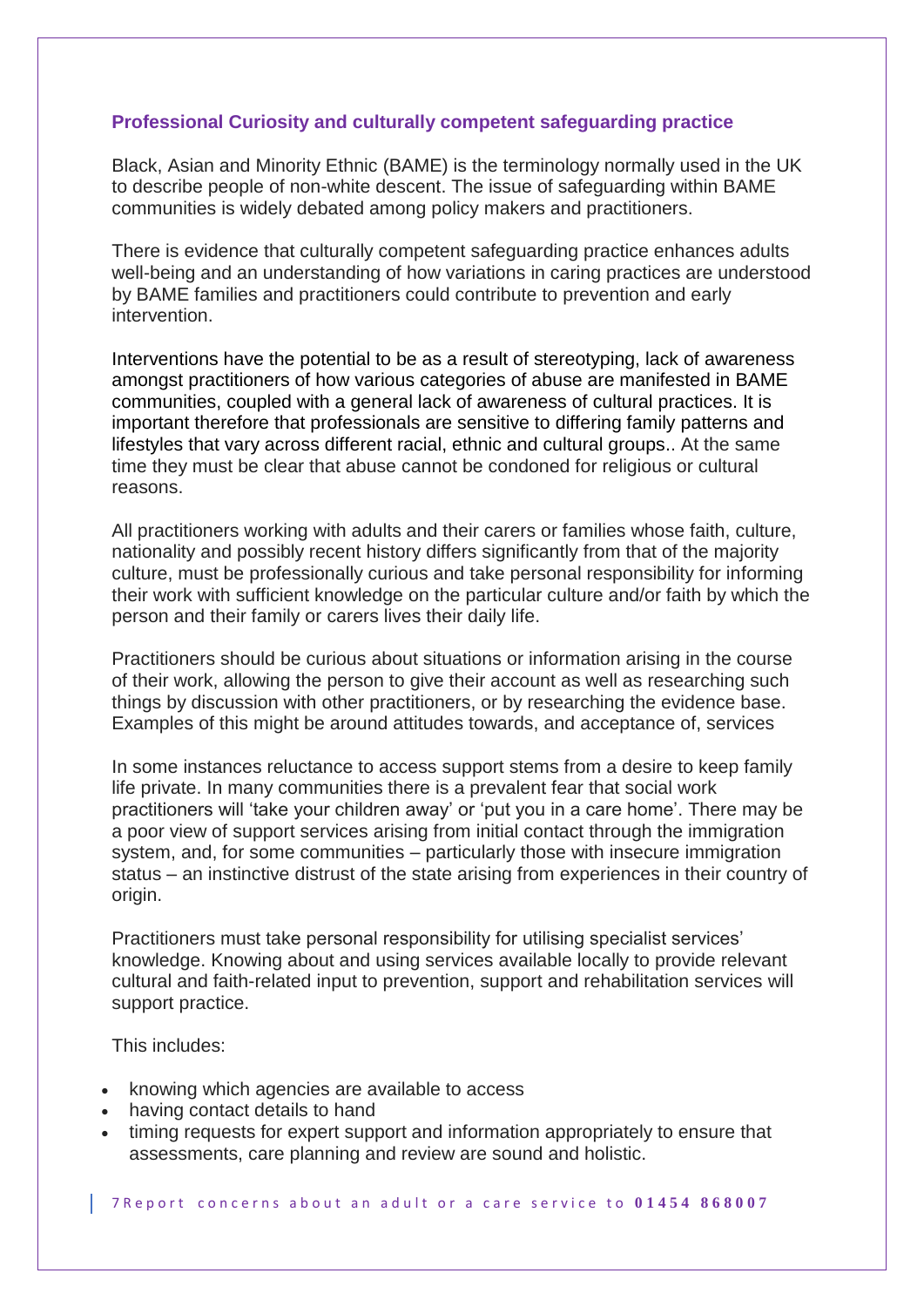## Professional Curiosity and culturally competent safeguarding practice

Black, Asian and Minority Ethnic (BAME) is the terminology normally used in the UK to describe people of non-white descent. The issue of safeguarding within BAME communities is widely debated among policy makers and practitioners.

There is evidence that culturally competent safeguarding practice enhances adults well-being and an understanding of how variations in caring practices are understood by BAME families and practitioners could contribute to prevention and early intervention.

Interventions have the potential to be as a result of stereotyping, lack of awareness amongst practitioners of how various categories of abuse are manifested in BAME communities, coupled with a general lack of awareness of cultural practices. It is important therefore that professionals are sensitive to differing family patterns and lifestyles that vary across different racial, ethnic and cultural groups.. At the same time they must be clear that abuse cannot be condoned for religious or cultural reasons.

All practitioners working with adults and their carers or families whose faith, culture, nationality and possibly recent history differs significantly from that of the majority culture, must be professionally curious and take personal responsibility for informing their work with sufficient knowledge on the particular culture and/or faith by which the person and their family or carers lives their daily life.

Practitioners should be curious about situations or information arising in the course of their work, allowing the person to give their account as well as researching such things by discussion with other practitioners, or by researching the evidence base. Examples of this might be around attitudes towards, and acceptance of, services

In some instances reluctance to access support stems from a desire to keep family life private. In many communities there is a prevalent fear that social work practitioners will 'take your children away' or 'put you in a care home'. There may be a poor view of support services arising from initial contact through the immigration system, and, for some communities – particularly those with insecure immigration status – an instinctive distrust of the state arising from experiences in their country of origin.

Practitioners must take personal responsibility for utilising specialist services' knowledge. Knowing about and using services available locally to provide relevant cultural and faith-related input to prevention, support and rehabilitation services will support practice.

This includes:

- knowing which agencies are available to access
- having contact details to hand
- timing requests for expert support and information appropriately to ensure that assessments, care planning and review are sound and holistic.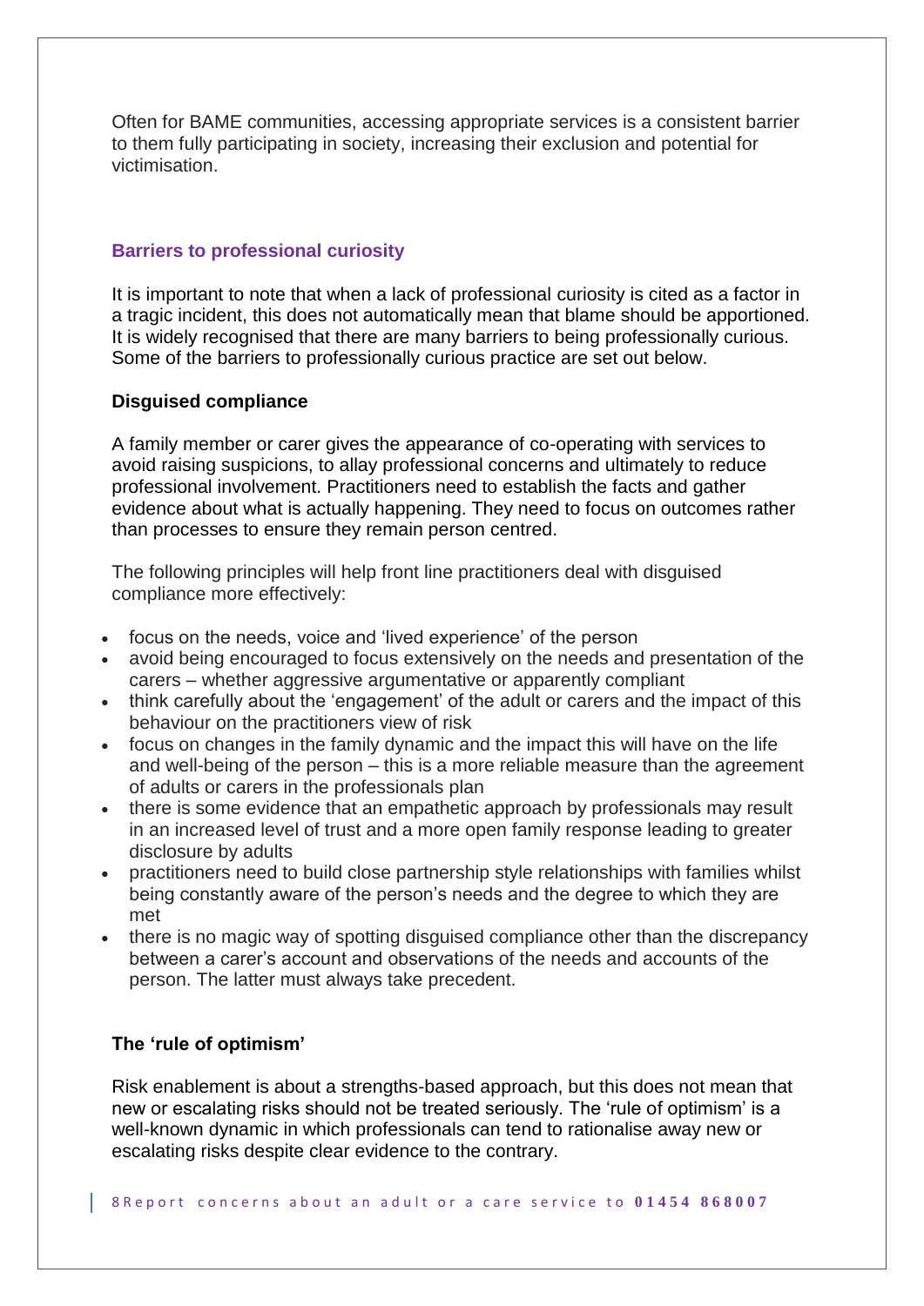Often for BAME communities, accessing appropriate services is a consistent barrier to them fully participating in society, increasing their exclusion and potential for victimisation.

## Barriers to professional curiosity

It is important to note that when a lack of professional curiosity is cited as a factor in a tragic incident, this does not automatically mean that blame should be apportioned. It is widely recognised that there are many barriers to being professionally curious. Some of the barriers to professionally curious practice are set out below.

### Disguised compliance

A family member or carer gives the appearance of co-operating with services to avoid raising suspicions, to allay professional concerns and ultimately to reduce professional involvement. Practitioners need to establish the facts and gather evidence about what is actually happening. They need to focus on outcomes rather than processes to ensure they remain person centred.

The following principles will help front line practitioners deal with disguised compliance more effectively:

- focus on the needs, voice and 'lived experience' of the person
- avoid being encouraged to focus extensively on the needs and presentation of the carers – whether aggressive argumentative or apparently compliant
- think carefully about the 'engagement' of the adult or carers and the impact of this behaviour on the practitioners view of risk
- focus on changes in the family dynamic and the impact this will have on the life and well-being of the person – this is a more reliable measure than the agreement of adults or carers in the professionals plan
- there is some evidence that an empathetic approach by professionals may result in an increased level of trust and a more open family response leading to greater disclosure by adults
- practitioners need to build close partnership style relationships with families whilst being constantly aware of the person's needs and the degree to which they are met
- there is no magic way of spotting disguised compliance other than the discrepancy between a carer's account and observations of the needs and accounts of the person. The latter must always take precedent.

### The 'rule of optimism'

Risk enablement is about a strengths-based approach, but this does not mean that new or escalating risks should not be treated seriously. The 'rule of optimism' is a well-known dynamic in which professionals can tend to rationalise away new or escalating risks despite clear evidence to the contrary.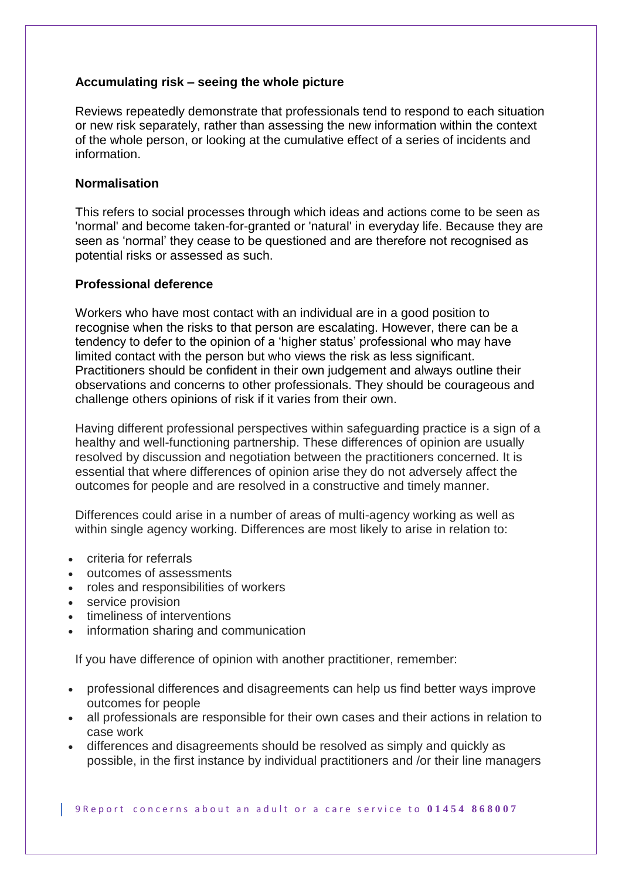**Accumulating risk – seeing the whole picture**

Reviews repeatedly demonstrate that professionals tend to respond to each situation or new risk separately, rather than assessing the new information within the context of the whole person, or looking at the cumulative effect of a series of incidents and information.

**Normalisation**

This refers to social processes through which ideas and actions come to be seen as 'normal' and become taken-for-granted or 'natural' in everyday life. Because they are seen as 'normal' they cease to be questioned and are therefore not recognised as potential risks or assessed as such.

**Professional deference**

Workers who have most contact with an individual are in a good position to recognise when the risks to that person are escalating. However, there can be a tendency to defer to the opinion of a 'higher status' professional who may have limited contact with the person but who views the risk as less significant. Practitioners should be confident in their own judgement and always outline their observations and concerns to other professionals. They should be courageous and challenge others opinions of risk if it varies from their own.

Having different professional perspectives within safeguarding practice is a sign of a healthy and well-functioning partnership. These differences of opinion are usually resolved by discussion and negotiation between the practitioners concerned. It is essential that where differences of opinion arise they do not adversely affect the outcomes for people and are resolved in a constructive and timely manner.

Differences could arise in a number of areas of multi-agency working as well as within single agency working. Differences are most likely to arise in relation to:

- criteria for referrals
- outcomes of assessments
- roles and responsibilities of workers
- service provision
- timeliness of interventions
- information sharing and communication

If you have difference of opinion with another practitioner, remember:

- professional differences and disagreements can help us find better ways improve outcomes for people
- all professionals are responsible for their own cases and their actions in relation to case work
- differences and disagreements should be resolved as simply and quickly as possible, in the first instance by individual practitioners and /or their line managers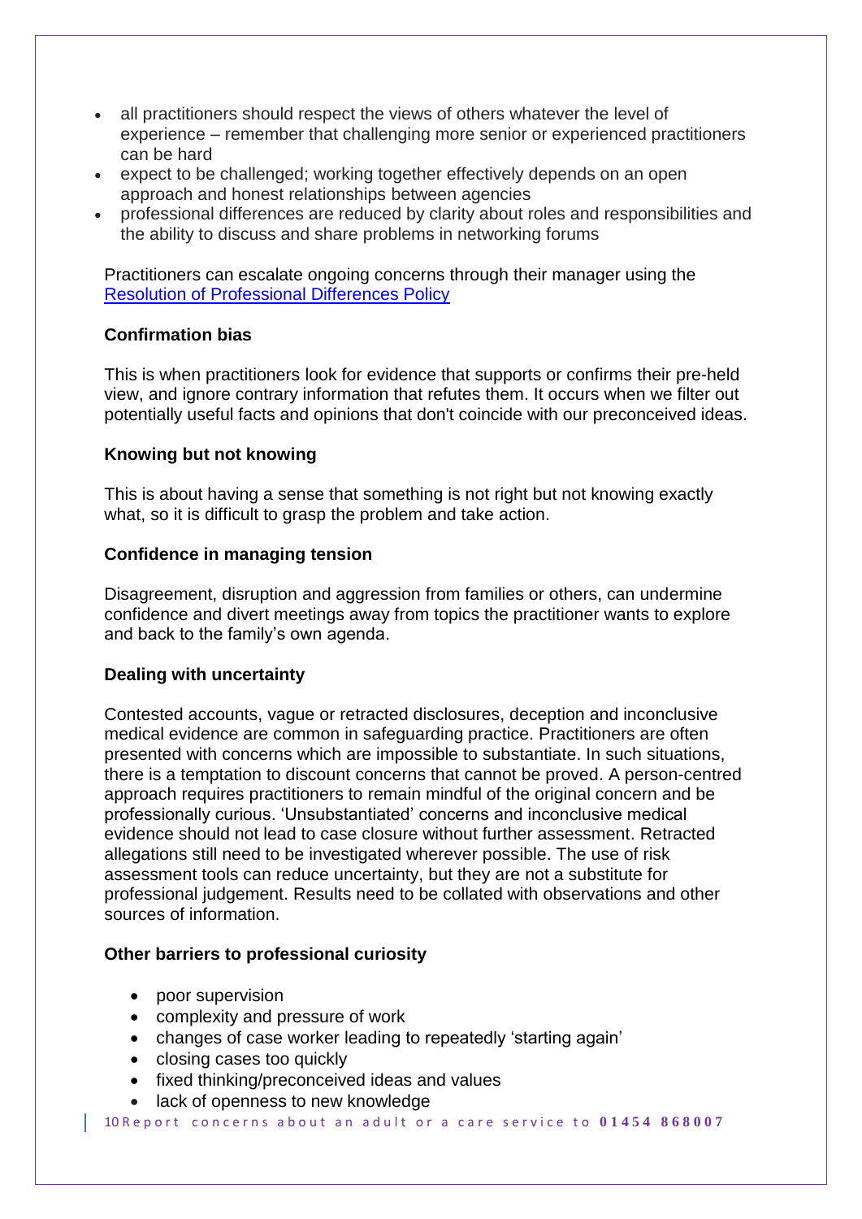- all practitioners should respect the views of others whatever the level of experience – remember that challenging more senior or experienced practitioners can be hard
- expect to be challenged; working together effectively depends on an open approach and honest relationships between agencies
- professional differences are reduced by clarity about roles and responsibilities and the ability to discuss and share problems in networking forums

Practitioners can escalate ongoing concerns through their manager using the [Resolution of Professional Differences Policy]

**Confirmation bias**

This is when practitioners look for evidence that supports or confirms their pre-held view, and ignore contrary information that refutes them. It occurs when we filter out potentially useful facts and opinions that don't coincide with our preconceived ideas.

**Knowing but not knowing**

This is about having a sense that something is not right but not knowing exactly what, so it is difficult to grasp the problem and take action.

**Confidence in managing tension**

Disagreement, disruption and aggression from families or others, can undermine confidence and divert meetings away from topics the practitioner wants to explore and back to the family's own agenda.

**Dealing with uncertainty**

Contested accounts, vague or retracted disclosures, deception and inconclusive medical evidence are common in safeguarding practice. Practitioners are often presented with concerns which are impossible to substantiate. In such situations, there is a temptation to discount concerns that cannot be proved. A person-centred approach requires practitioners to remain mindful of the original concern and be professionally curious. 'Unsubstantiated' concerns and inconclusive medical evidence should not lead to case closure without further assessment. Retracted allegations still need to be investigated wherever possible. The use of risk assessment tools can reduce uncertainty, but they are not a substitute for professional judgement. Results need to be collated with observations and other sources of information.

**Other barriers to professional curiosity**

- poor supervision
- complexity and pressure of work
- changes of case worker leading to repeatedly 'starting again'
- closing cases too quickly
- fixed thinking/preconceived ideas and values
- lack of openness to new knowledge